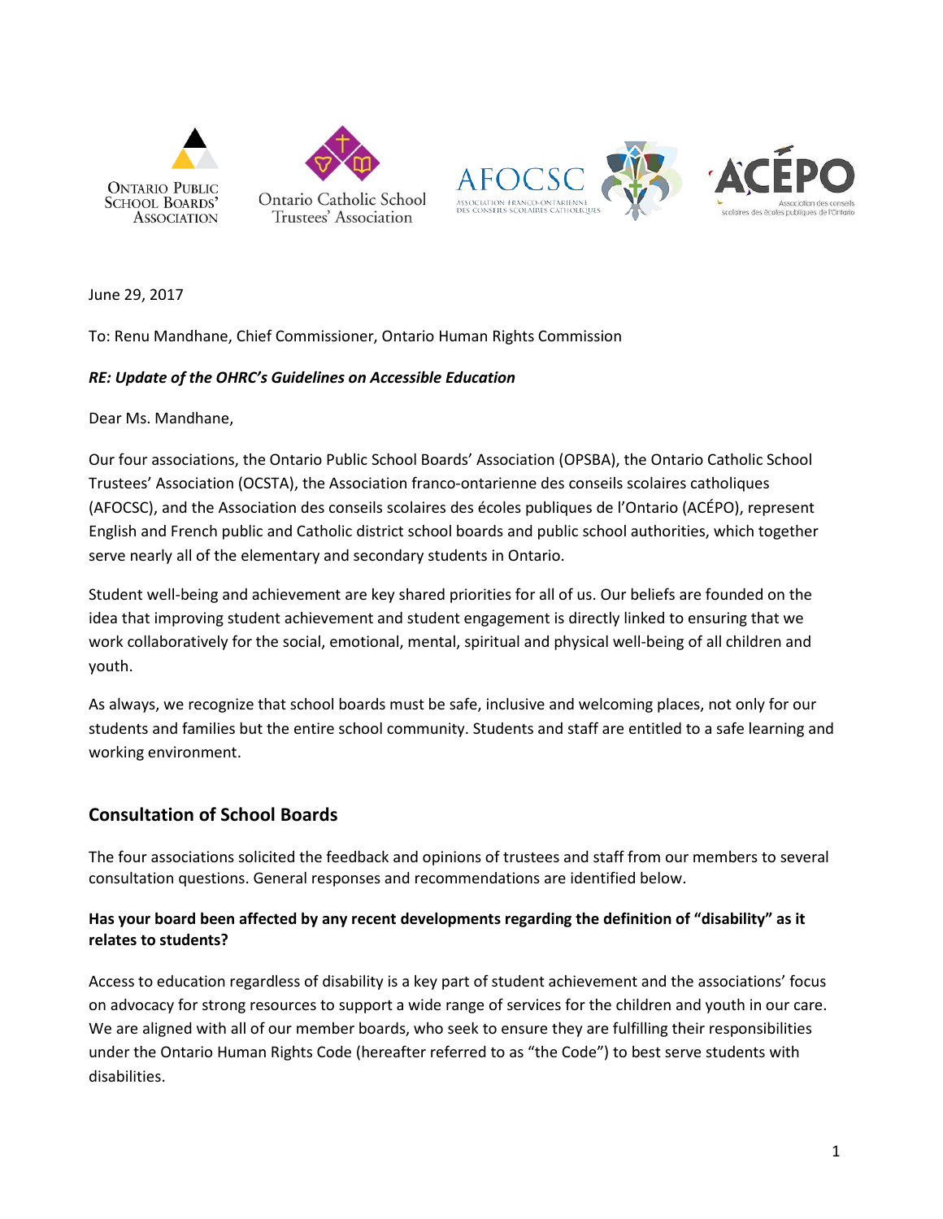Ontario Public School Boards' Association

Ontario Catholic School Trustees' Association

AFOCSC Association franco-ontarienne des conseils scolaires catholiques

ACÉPO Association des conseils scolaires des écoles publiques de l'Ontario

June 29, 2017

To: Renu Mandhane, Chief Commissioner, Ontario Human Rights Commission

***RE: Update of the OHRC's Guidelines on Accessible Education***

Dear Ms. Mandhane,

Our four associations, the Ontario Public School Boards' Association (OPSBA), the Ontario Catholic School Trustees' Association (OCSTA), the Association franco-ontarienne des conseils scolaires catholiques (AFOCSC), and the Association des conseils scolaires des écoles publiques de l'Ontario (ACÉPO), represent English and French public and Catholic district school boards and public school authorities, which together serve nearly all of the elementary and secondary students in Ontario.

Student well-being and achievement are key shared priorities for all of us. Our beliefs are founded on the idea that improving student achievement and student engagement is directly linked to ensuring that we work collaboratively for the social, emotional, mental, spiritual and physical well-being of all children and youth.

As always, we recognize that school boards must be safe, inclusive and welcoming places, not only for our students and families but the entire school community. Students and staff are entitled to a safe learning and working environment.

## Consultation of School Boards

The four associations solicited the feedback and opinions of trustees and staff from our members to several consultation questions. General responses and recommendations are identified below.

**Has your board been affected by any recent developments regarding the definition of "disability" as it relates to students?**

Access to education regardless of disability is a key part of student achievement and the associations' focus on advocacy for strong resources to support a wide range of services for the children and youth in our care. We are aligned with all of our member boards, who seek to ensure they are fulfilling their responsibilities under the Ontario Human Rights Code (hereafter referred to as "the Code") to best serve students with disabilities.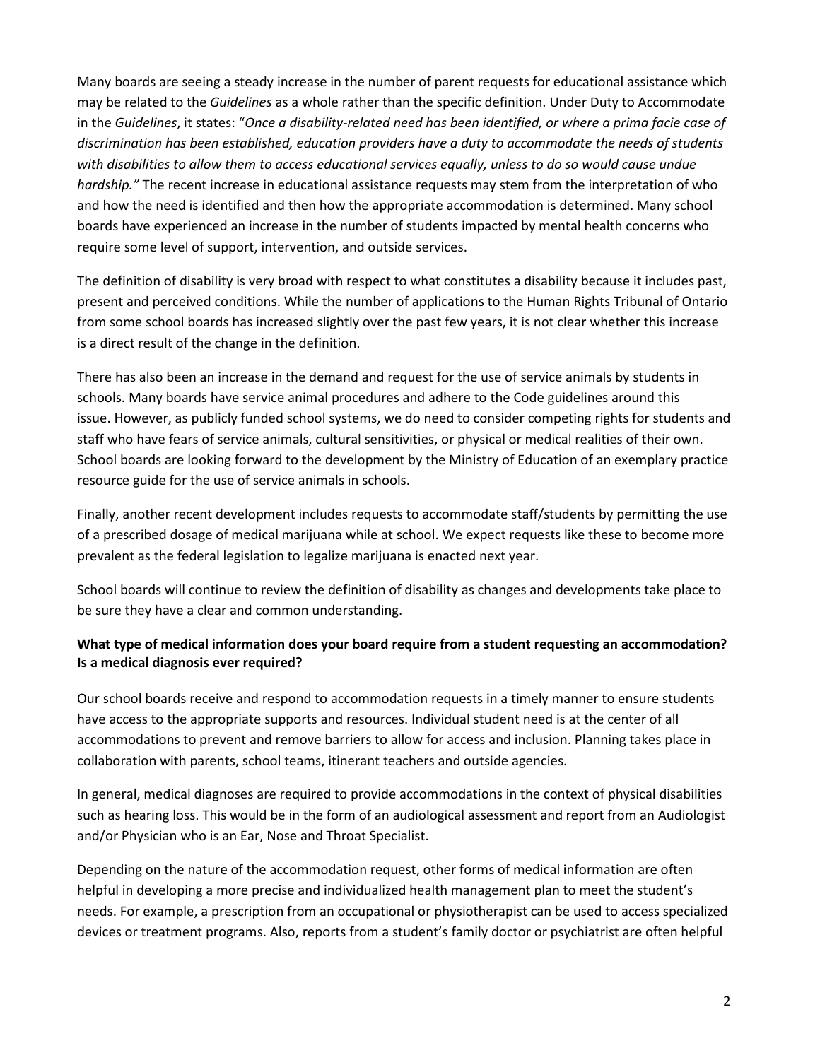Many boards are seeing a steady increase in the number of parent requests for educational assistance which may be related to the *Guidelines* as a whole rather than the specific definition. Under Duty to Accommodate in the *Guidelines*, it states: "*Once a disability-related need has been identified, or where a prima facie case of discrimination has been established, education providers have a duty to accommodate the needs of students with disabilities to allow them to access educational services equally, unless to do so would cause undue hardship."* The recent increase in educational assistance requests may stem from the interpretation of who and how the need is identified and then how the appropriate accommodation is determined. Many school boards have experienced an increase in the number of students impacted by mental health concerns who require some level of support, intervention, and outside services.

The definition of disability is very broad with respect to what constitutes a disability because it includes past, present and perceived conditions. While the number of applications to the Human Rights Tribunal of Ontario from some school boards has increased slightly over the past few years, it is not clear whether this increase is a direct result of the change in the definition.

There has also been an increase in the demand and request for the use of service animals by students in schools. Many boards have service animal procedures and adhere to the Code guidelines around this issue. However, as publicly funded school systems, we do need to consider competing rights for students and staff who have fears of service animals, cultural sensitivities, or physical or medical realities of their own. School boards are looking forward to the development by the Ministry of Education of an exemplary practice resource guide for the use of service animals in schools.

Finally, another recent development includes requests to accommodate staff/students by permitting the use of a prescribed dosage of medical marijuana while at school. We expect requests like these to become more prevalent as the federal legislation to legalize marijuana is enacted next year.

School boards will continue to review the definition of disability as changes and developments take place to be sure they have a clear and common understanding.

**What type of medical information does your board require from a student requesting an accommodation? Is a medical diagnosis ever required?**

Our school boards receive and respond to accommodation requests in a timely manner to ensure students have access to the appropriate supports and resources. Individual student need is at the center of all accommodations to prevent and remove barriers to allow for access and inclusion. Planning takes place in collaboration with parents, school teams, itinerant teachers and outside agencies.

In general, medical diagnoses are required to provide accommodations in the context of physical disabilities such as hearing loss. This would be in the form of an audiological assessment and report from an Audiologist and/or Physician who is an Ear, Nose and Throat Specialist.

Depending on the nature of the accommodation request, other forms of medical information are often helpful in developing a more precise and individualized health management plan to meet the student's needs. For example, a prescription from an occupational or physiotherapist can be used to access specialized devices or treatment programs. Also, reports from a student's family doctor or psychiatrist are often helpful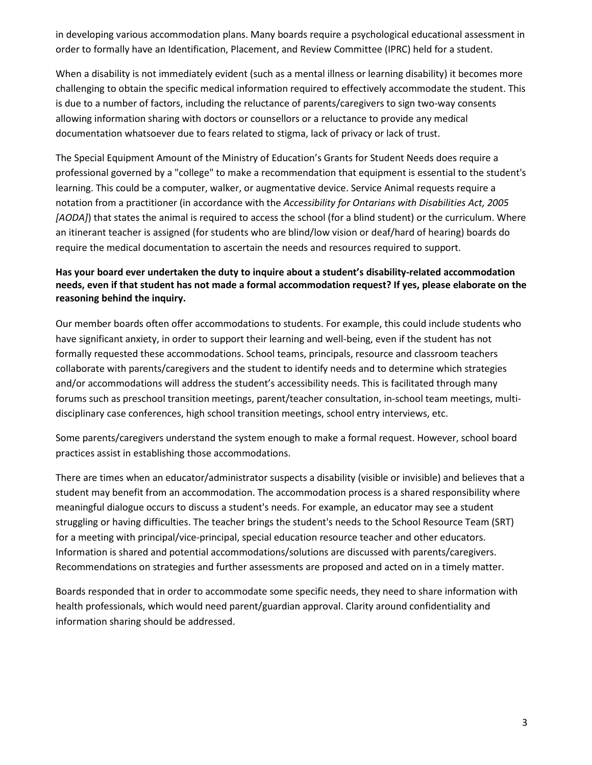in developing various accommodation plans. Many boards require a psychological educational assessment in order to formally have an Identification, Placement, and Review Committee (IPRC) held for a student.

When a disability is not immediately evident (such as a mental illness or learning disability) it becomes more challenging to obtain the specific medical information required to effectively accommodate the student. This is due to a number of factors, including the reluctance of parents/caregivers to sign two-way consents allowing information sharing with doctors or counsellors or a reluctance to provide any medical documentation whatsoever due to fears related to stigma, lack of privacy or lack of trust.

The Special Equipment Amount of the Ministry of Education's Grants for Student Needs does require a professional governed by a "college" to make a recommendation that equipment is essential to the student's learning. This could be a computer, walker, or augmentative device. Service Animal requests require a notation from a practitioner (in accordance with the *Accessibility for Ontarians with Disabilities Act, 2005 [AODA]*) that states the animal is required to access the school (for a blind student) or the curriculum. Where an itinerant teacher is assigned (for students who are blind/low vision or deaf/hard of hearing) boards do require the medical documentation to ascertain the needs and resources required to support.

**Has your board ever undertaken the duty to inquire about a student's disability-related accommodation needs, even if that student has not made a formal accommodation request? If yes, please elaborate on the reasoning behind the inquiry.**

Our member boards often offer accommodations to students. For example, this could include students who have significant anxiety, in order to support their learning and well-being, even if the student has not formally requested these accommodations. School teams, principals, resource and classroom teachers collaborate with parents/caregivers and the student to identify needs and to determine which strategies and/or accommodations will address the student's accessibility needs. This is facilitated through many forums such as preschool transition meetings, parent/teacher consultation, in-school team meetings, multi-disciplinary case conferences, high school transition meetings, school entry interviews, etc.

Some parents/caregivers understand the system enough to make a formal request. However, school board practices assist in establishing those accommodations.

There are times when an educator/administrator suspects a disability (visible or invisible) and believes that a student may benefit from an accommodation. The accommodation process is a shared responsibility where meaningful dialogue occurs to discuss a student's needs. For example, an educator may see a student struggling or having difficulties. The teacher brings the student's needs to the School Resource Team (SRT) for a meeting with principal/vice-principal, special education resource teacher and other educators. Information is shared and potential accommodations/solutions are discussed with parents/caregivers. Recommendations on strategies and further assessments are proposed and acted on in a timely matter.

Boards responded that in order to accommodate some specific needs, they need to share information with health professionals, which would need parent/guardian approval. Clarity around confidentiality and information sharing should be addressed.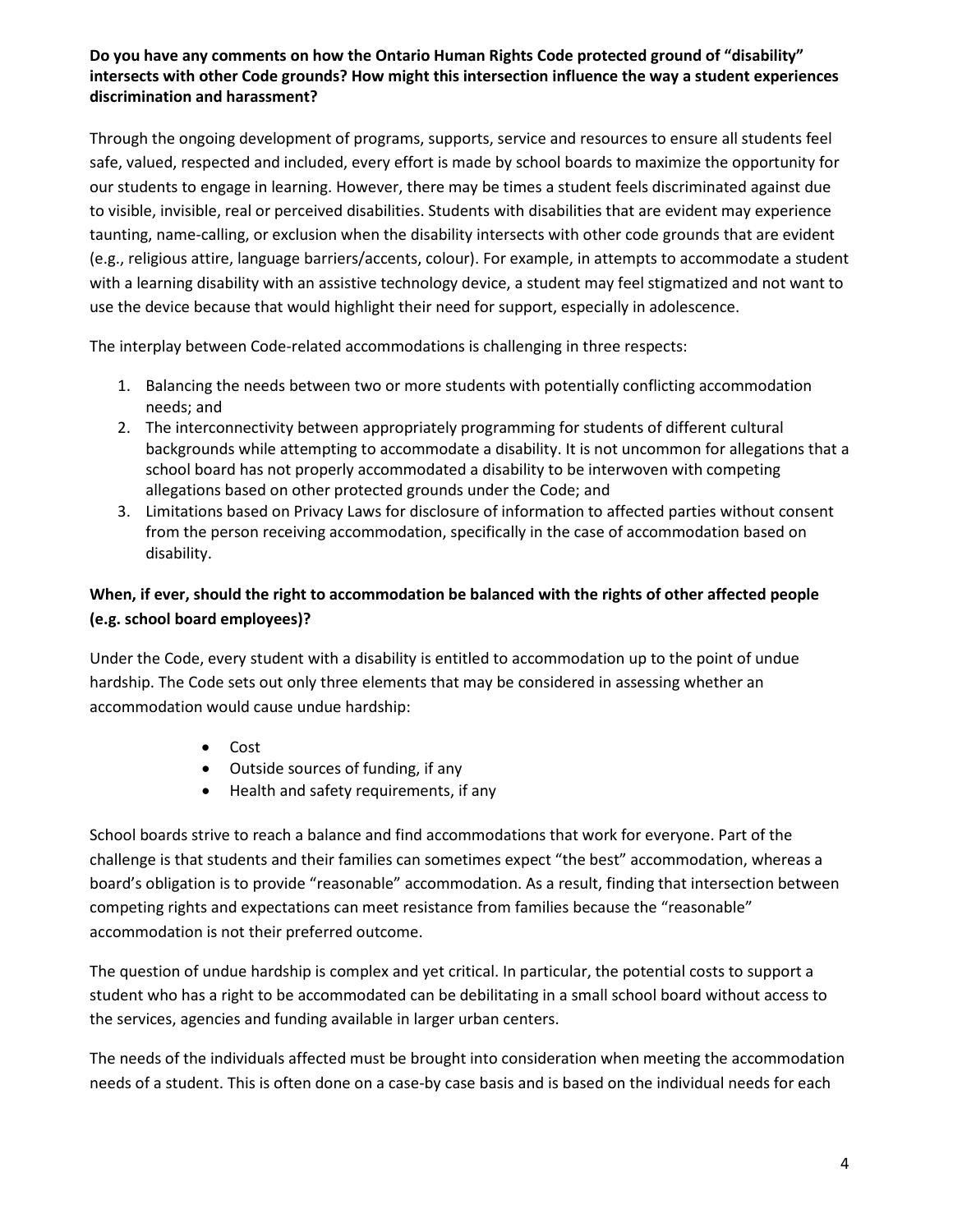**Do you have any comments on how the Ontario Human Rights Code protected ground of "disability" intersects with other Code grounds? How might this intersection influence the way a student experiences discrimination and harassment?**

Through the ongoing development of programs, supports, service and resources to ensure all students feel safe, valued, respected and included, every effort is made by school boards to maximize the opportunity for our students to engage in learning. However, there may be times a student feels discriminated against due to visible, invisible, real or perceived disabilities. Students with disabilities that are evident may experience taunting, name-calling, or exclusion when the disability intersects with other code grounds that are evident (e.g., religious attire, language barriers/accents, colour). For example, in attempts to accommodate a student with a learning disability with an assistive technology device, a student may feel stigmatized and not want to use the device because that would highlight their need for support, especially in adolescence.

The interplay between Code-related accommodations is challenging in three respects:

1. Balancing the needs between two or more students with potentially conflicting accommodation needs; and
2. The interconnectivity between appropriately programming for students of different cultural backgrounds while attempting to accommodate a disability. It is not uncommon for allegations that a school board has not properly accommodated a disability to be interwoven with competing allegations based on other protected grounds under the Code; and
3. Limitations based on Privacy Laws for disclosure of information to affected parties without consent from the person receiving accommodation, specifically in the case of accommodation based on disability.

**When, if ever, should the right to accommodation be balanced with the rights of other affected people (e.g. school board employees)?**

Under the Code, every student with a disability is entitled to accommodation up to the point of undue hardship. The Code sets out only three elements that may be considered in assessing whether an accommodation would cause undue hardship:

- Cost
- Outside sources of funding, if any
- Health and safety requirements, if any

School boards strive to reach a balance and find accommodations that work for everyone. Part of the challenge is that students and their families can sometimes expect "the best" accommodation, whereas a board's obligation is to provide "reasonable" accommodation. As a result, finding that intersection between competing rights and expectations can meet resistance from families because the "reasonable" accommodation is not their preferred outcome.

The question of undue hardship is complex and yet critical. In particular, the potential costs to support a student who has a right to be accommodated can be debilitating in a small school board without access to the services, agencies and funding available in larger urban centers.

The needs of the individuals affected must be brought into consideration when meeting the accommodation needs of a student. This is often done on a case-by case basis and is based on the individual needs for each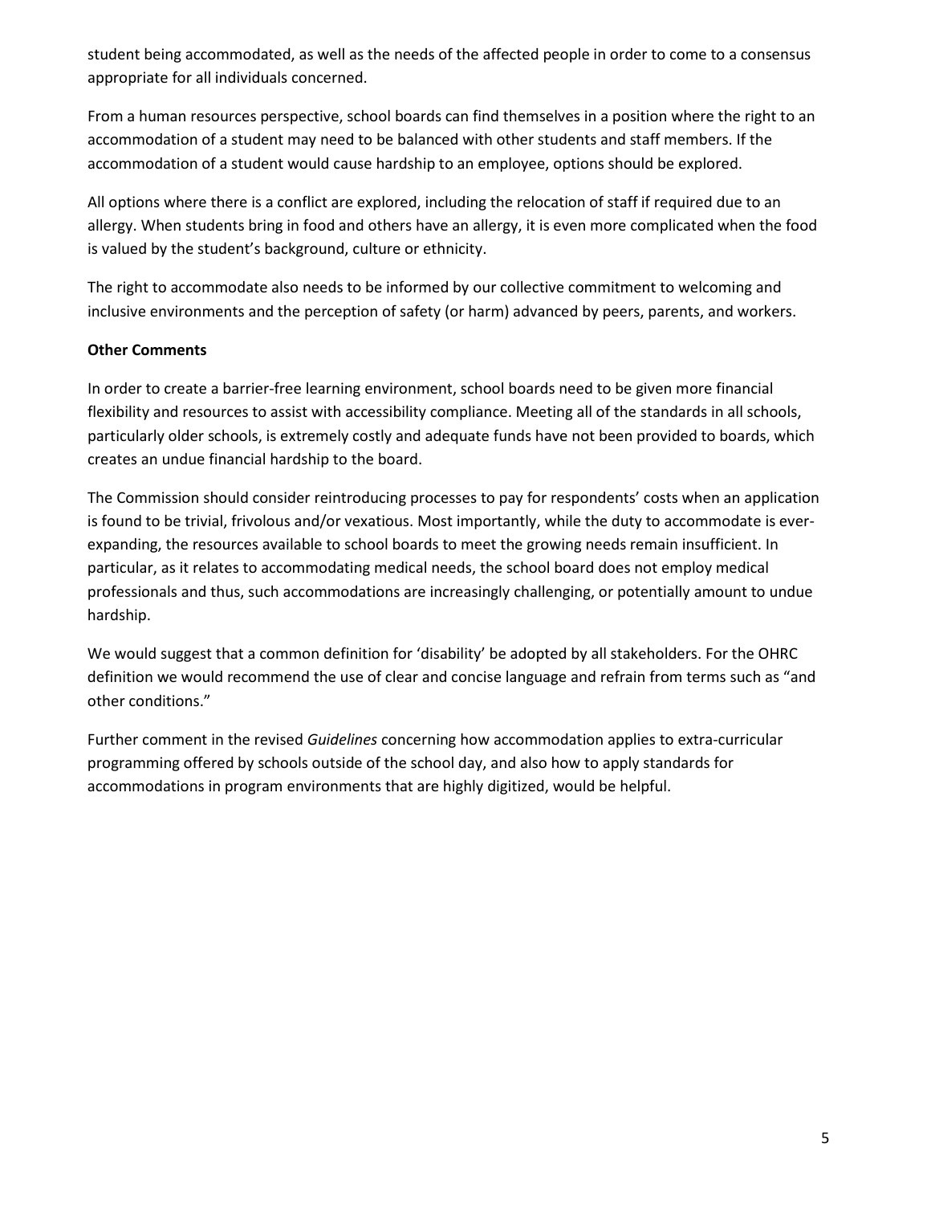student being accommodated, as well as the needs of the affected people in order to come to a consensus appropriate for all individuals concerned.

From a human resources perspective, school boards can find themselves in a position where the right to an accommodation of a student may need to be balanced with other students and staff members. If the accommodation of a student would cause hardship to an employee, options should be explored.

All options where there is a conflict are explored, including the relocation of staff if required due to an allergy. When students bring in food and others have an allergy, it is even more complicated when the food is valued by the student's background, culture or ethnicity.

The right to accommodate also needs to be informed by our collective commitment to welcoming and inclusive environments and the perception of safety (or harm) advanced by peers, parents, and workers.

**Other Comments**

In order to create a barrier-free learning environment, school boards need to be given more financial flexibility and resources to assist with accessibility compliance. Meeting all of the standards in all schools, particularly older schools, is extremely costly and adequate funds have not been provided to boards, which creates an undue financial hardship to the board.

The Commission should consider reintroducing processes to pay for respondents' costs when an application is found to be trivial, frivolous and/or vexatious. Most importantly, while the duty to accommodate is ever-expanding, the resources available to school boards to meet the growing needs remain insufficient. In particular, as it relates to accommodating medical needs, the school board does not employ medical professionals and thus, such accommodations are increasingly challenging, or potentially amount to undue hardship.

We would suggest that a common definition for 'disability' be adopted by all stakeholders. For the OHRC definition we would recommend the use of clear and concise language and refrain from terms such as "and other conditions."

Further comment in the revised *Guidelines* concerning how accommodation applies to extra-curricular programming offered by schools outside of the school day, and also how to apply standards for accommodations in program environments that are highly digitized, would be helpful.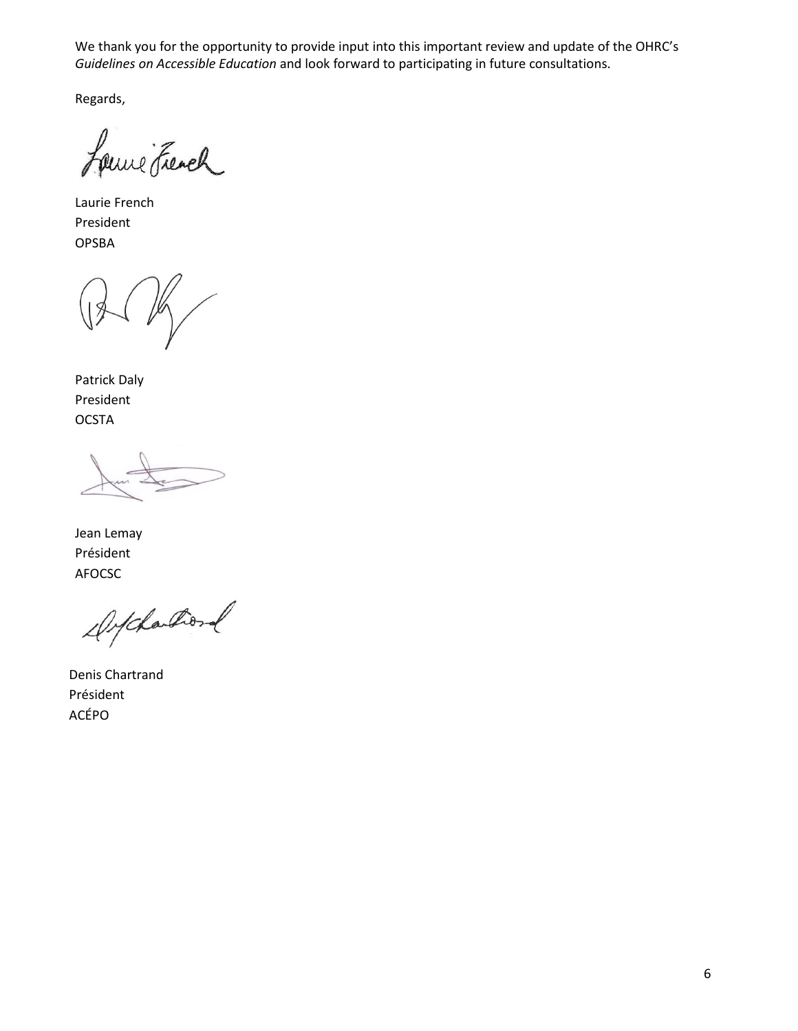We thank you for the opportunity to provide input into this important review and update of the OHRC's *Guidelines on Accessible Education* and look forward to participating in future consultations.

Regards,

Laurie French
President
OPSBA

Patrick Daly
President
OCSTA

Jean Lemay
Président
AFOCSC

Denis Chartrand
Président
ACÉPO